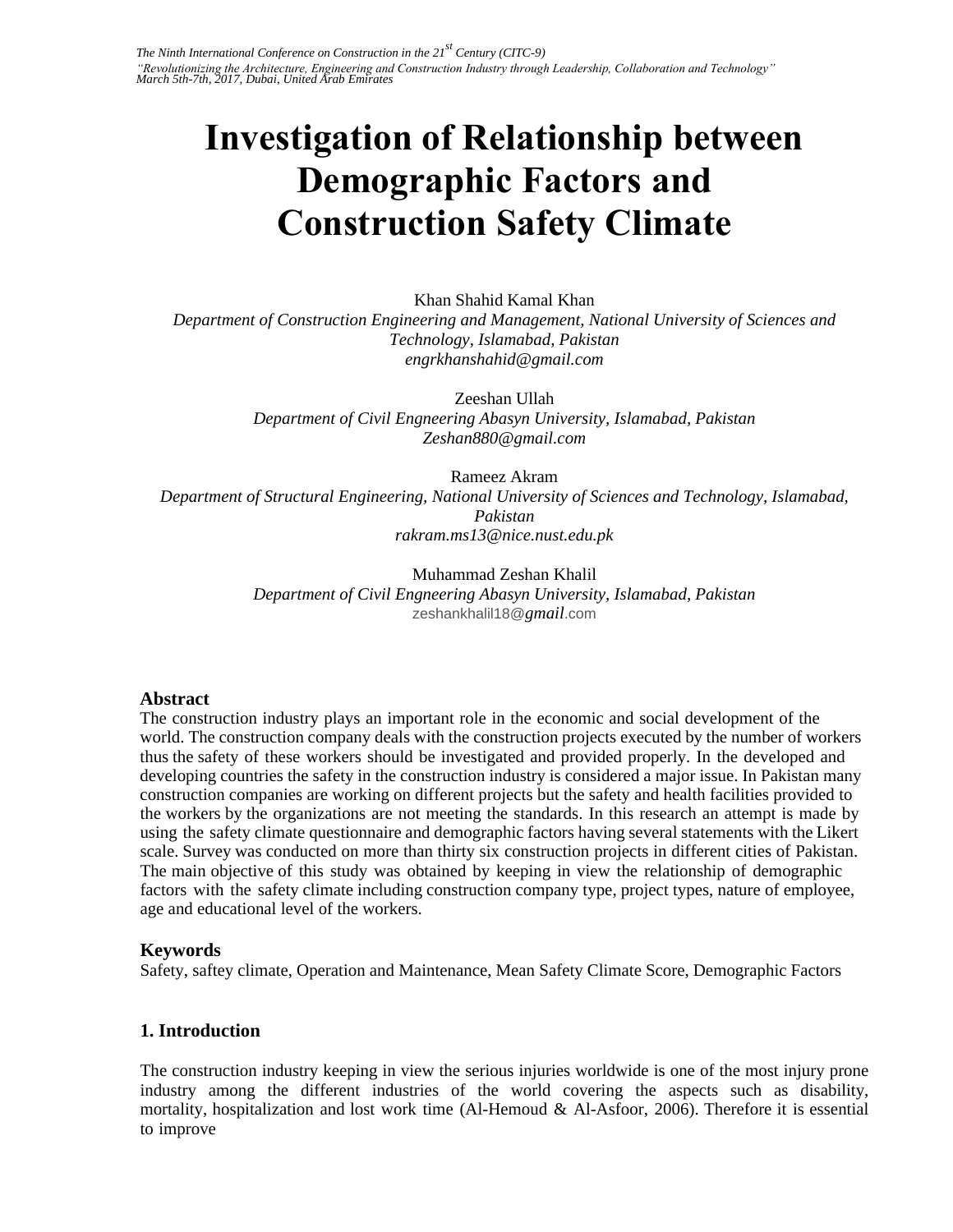# Investigation of Relationship between Demographic Factors and Construction Safety Climate

Khan Shahid Kamal Khan
*Department of Construction Engineering and Management, National University of Sciences and Technology, Islamabad, Pakistan*
*engrkhanshahid@gmail.com*

Zeeshan Ullah
*Department of Civil Engineering Abasyn University, Islamabad, Pakistan*
*Zeshan880@gmail.com*

Rameez Akram
*Department of Structural Engineering, National University of Sciences and Technology, Islamabad, Pakistan*
*rakram.ms13@nice.nust.edu.pk*

Muhammad Zeshan Khalil
*Department of Civil Engineering Abasyn University, Islamabad, Pakistan*
zeshankhalil18@*gmail*.com

## Abstract

The construction industry plays an important role in the economic and social development of the world. The construction company deals with the construction projects executed by the number of workers thus the safety of these workers should be investigated and provided properly. In the developed and developing countries the safety in the construction industry is considered a major issue. In Pakistan many construction companies are working on different projects but the safety and health facilities provided to the workers by the organizations are not meeting the standards. In this research an attempt is made by using the safety climate questionnaire and demographic factors having several statements with the Likert scale. Survey was conducted on more than thirty six construction projects in different cities of Pakistan. The main objective of this study was obtained by keeping in view the relationship of demographic factors with the safety climate including construction company type, project types, nature of employee, age and educational level of the workers.

## Keywords

Safety, saftey climate, Operation and Maintenance, Mean Safety Climate Score, Demographic Factors

## 1. Introduction

The construction industry keeping in view the serious injuries worldwide is one of the most injury prone industry among the different industries of the world covering the aspects such as disability, mortality, hospitalization and lost work time (Al-Hemoud & Al-Asfoor, 2006). Therefore it is essential to improve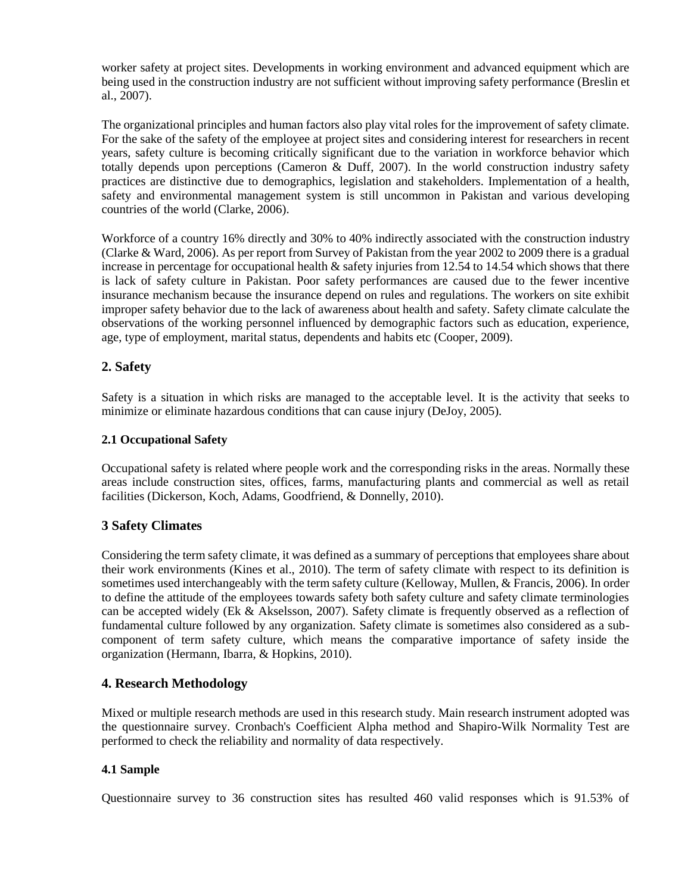worker safety at project sites. Developments in working environment and advanced equipment which are being used in the construction industry are not sufficient without improving safety performance (Breslin et al., 2007).

The organizational principles and human factors also play vital roles for the improvement of safety climate. For the sake of the safety of the employee at project sites and considering interest for researchers in recent years, safety culture is becoming critically significant due to the variation in workforce behavior which totally depends upon perceptions (Cameron & Duff, 2007). In the world construction industry safety practices are distinctive due to demographics, legislation and stakeholders. Implementation of a health, safety and environmental management system is still uncommon in Pakistan and various developing countries of the world (Clarke, 2006).

Workforce of a country 16% directly and 30% to 40% indirectly associated with the construction industry (Clarke & Ward, 2006). As per report from Survey of Pakistan from the year 2002 to 2009 there is a gradual increase in percentage for occupational health & safety injuries from 12.54 to 14.54 which shows that there is lack of safety culture in Pakistan. Poor safety performances are caused due to the fewer incentive insurance mechanism because the insurance depend on rules and regulations. The workers on site exhibit improper safety behavior due to the lack of awareness about health and safety. Safety climate calculate the observations of the working personnel influenced by demographic factors such as education, experience, age, type of employment, marital status, dependents and habits etc (Cooper, 2009).

## 2. Safety

Safety is a situation in which risks are managed to the acceptable level. It is the activity that seeks to minimize or eliminate hazardous conditions that can cause injury (DeJoy, 2005).

### 2.1 Occupational Safety

Occupational safety is related where people work and the corresponding risks in the areas. Normally these areas include construction sites, offices, farms, manufacturing plants and commercial as well as retail facilities (Dickerson, Koch, Adams, Goodfriend, & Donnelly, 2010).

## 3 Safety Climates

Considering the term safety climate, it was defined as a summary of perceptions that employees share about their work environments (Kines et al., 2010). The term of safety climate with respect to its definition is sometimes used interchangeably with the term safety culture (Kelloway, Mullen, & Francis, 2006). In order to define the attitude of the employees towards safety both safety culture and safety climate terminologies can be accepted widely (Ek & Akselsson, 2007). Safety climate is frequently observed as a reflection of fundamental culture followed by any organization. Safety climate is sometimes also considered as a sub-component of term safety culture, which means the comparative importance of safety inside the organization (Hermann, Ibarra, & Hopkins, 2010).

## 4. Research Methodology

Mixed or multiple research methods are used in this research study. Main research instrument adopted was the questionnaire survey. Cronbach's Coefficient Alpha method and Shapiro-Wilk Normality Test are performed to check the reliability and normality of data respectively.

### 4.1 Sample

Questionnaire survey to 36 construction sites has resulted 460 valid responses which is 91.53% of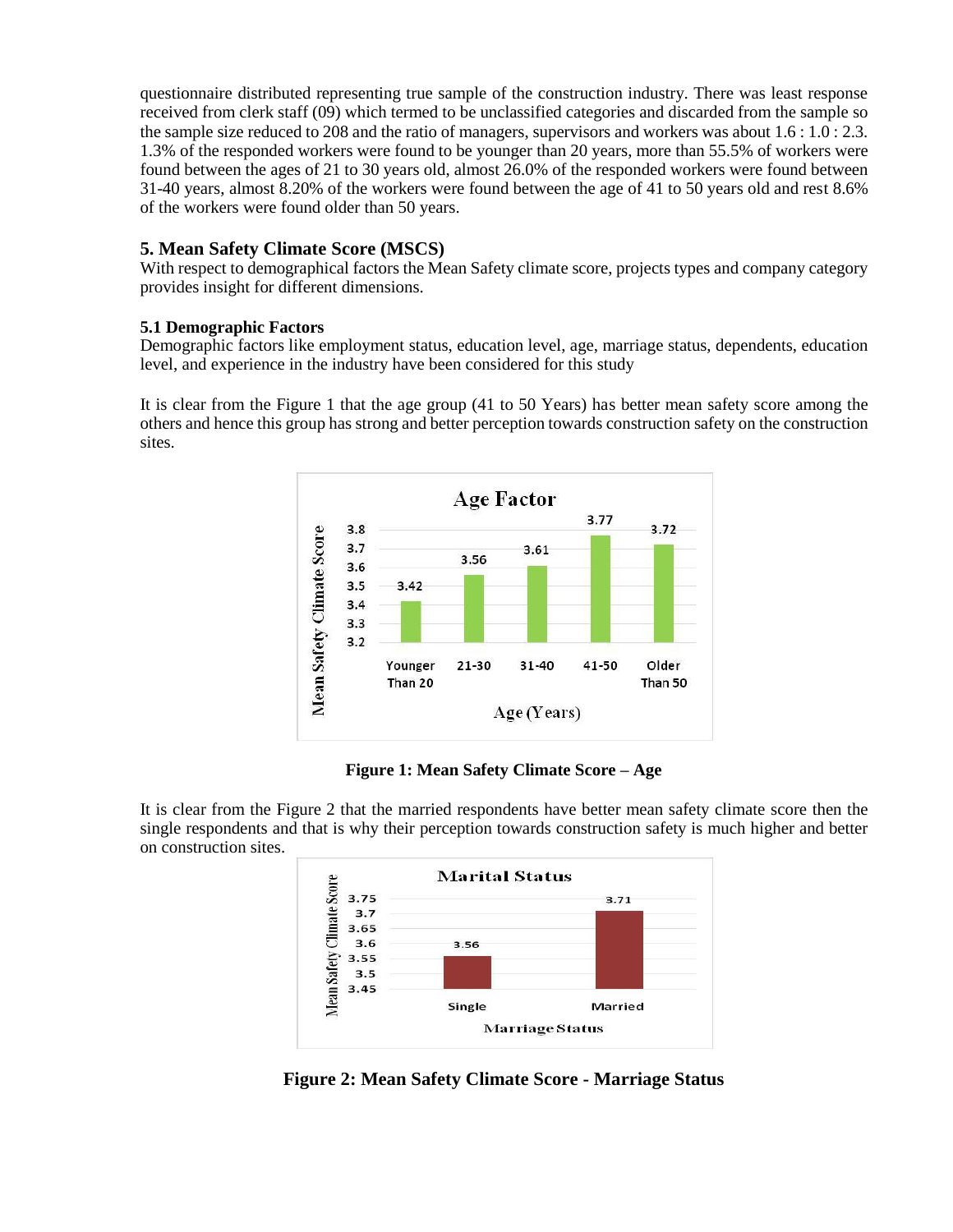questionnaire distributed representing true sample of the construction industry. There was least response received from clerk staff (09) which termed to be unclassified categories and discarded from the sample so the sample size reduced to 208 and the ratio of managers, supervisors and workers was about 1.6 : 1.0 : 2.3. 1.3% of the responded workers were found to be younger than 20 years, more than 55.5% of workers were found between the ages of 21 to 30 years old, almost 26.0% of the responded workers were found between 31-40 years, almost 8.20% of the workers were found between the age of 41 to 50 years old and rest 8.6% of the workers were found older than 50 years.

## 5. Mean Safety Climate Score (MSCS)

With respect to demographical factors the Mean Safety climate score, projects types and company category provides insight for different dimensions.

### 5.1 Demographic Factors

Demographic factors like employment status, education level, age, marriage status, dependents, education level, and experience in the industry have been considered for this study

It is clear from the Figure 1 that the age group (41 to 50 Years) has better mean safety score among the others and hence this group has strong and better perception towards construction safety on the construction sites.

**Figure 1: Mean Safety Climate Score – Age**

It is clear from the Figure 2 that the married respondents have better mean safety climate score then the single respondents and that is why their perception towards construction safety is much higher and better on construction sites.

**Figure 2: Mean Safety Climate Score - Marriage Status**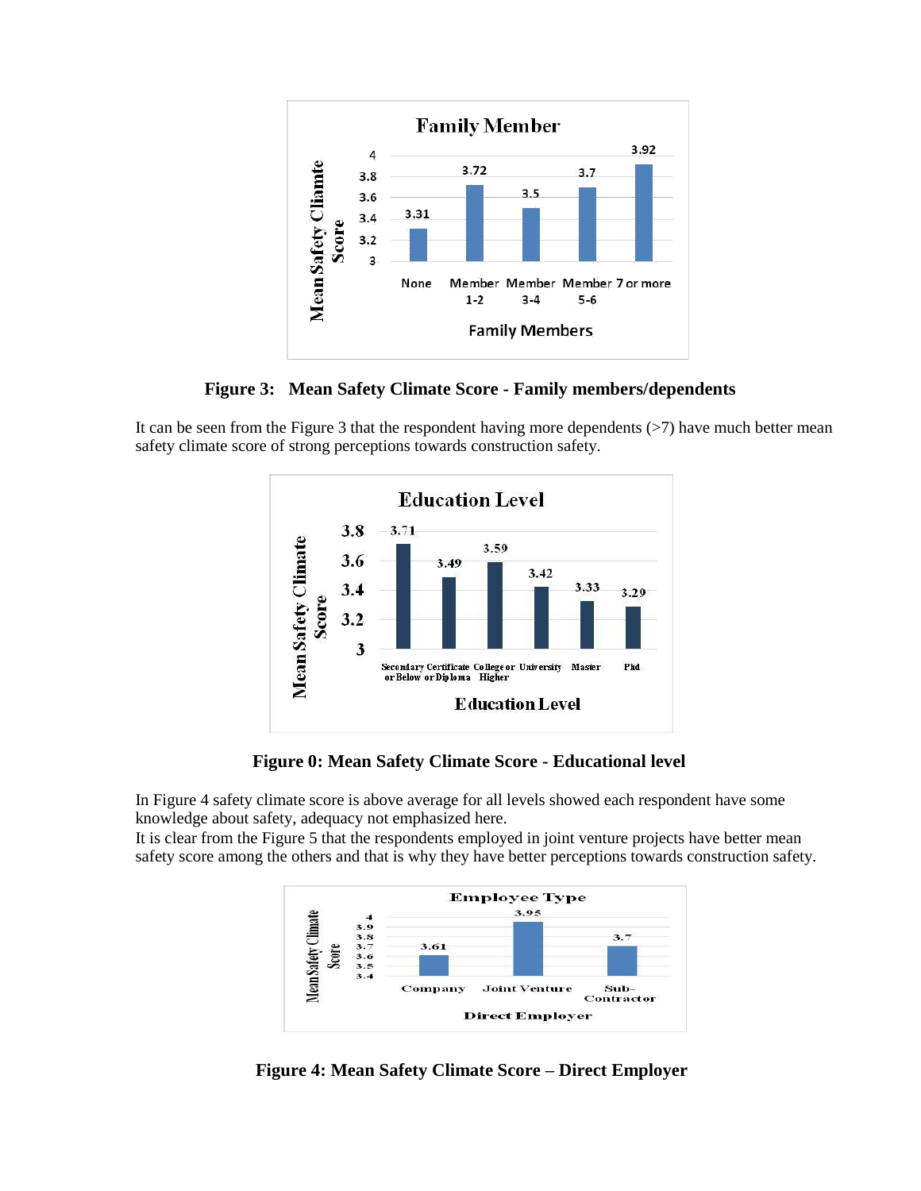**Figure 3: Mean Safety Climate Score - Family members/dependents**

It can be seen from the Figure 3 that the respondent having more dependents (>7) have much better mean safety climate score of strong perceptions towards construction safety.

**Figure 0: Mean Safety Climate Score - Educational level**

In Figure 4 safety climate score is above average for all levels showed each respondent have some knowledge about safety, adequacy not emphasized here.
It is clear from the Figure 5 that the respondents employed in joint venture projects have better mean safety score among the others and that is why they have better perceptions towards construction safety.

**Figure 4: Mean Safety Climate Score – Direct Employer**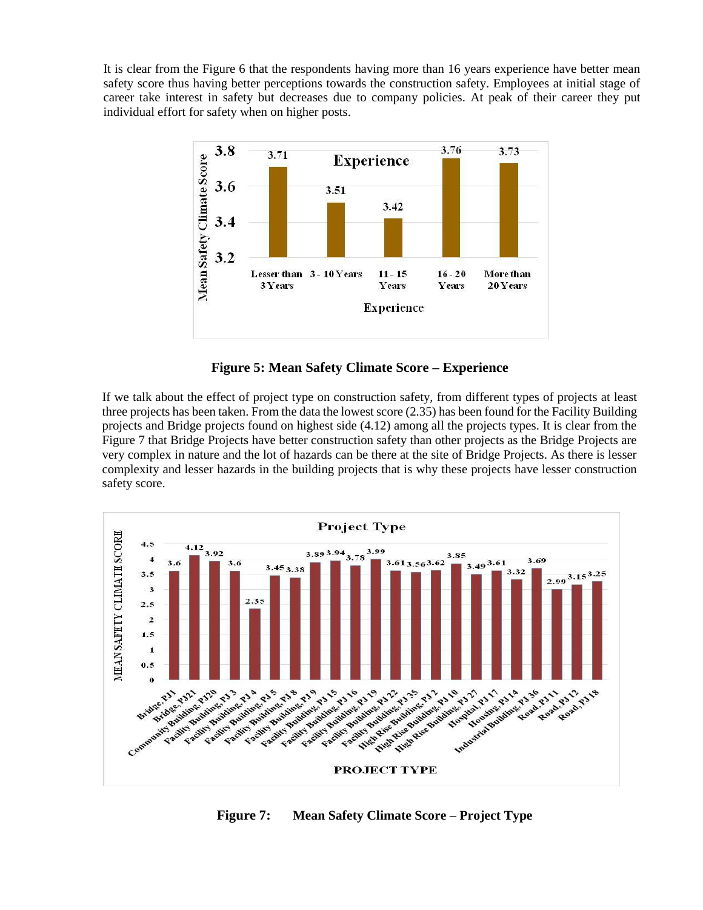It is clear from the Figure 6 that the respondents having more than 16 years experience have better mean safety score thus having better perceptions towards the construction safety. Employees at initial stage of career take interest in safety but decreases due to company policies. At peak of their career they put individual effort for safety when on higher posts.

**Figure 5: Mean Safety Climate Score – Experience**

If we talk about the effect of project type on construction safety, from different types of projects at least three projects has been taken. From the data the lowest score (2.35) has been found for the Facility Building projects and Bridge projects found on highest side (4.12) among all the projects types. It is clear from the Figure 7 that Bridge Projects have better construction safety than other projects as the Bridge Projects are very complex in nature and the lot of hazards can be there at the site of Bridge Projects. As there is lesser complexity and lesser hazards in the building projects that is why these projects have lesser construction safety score.

**Figure 7: Mean Safety Climate Score – Project Type**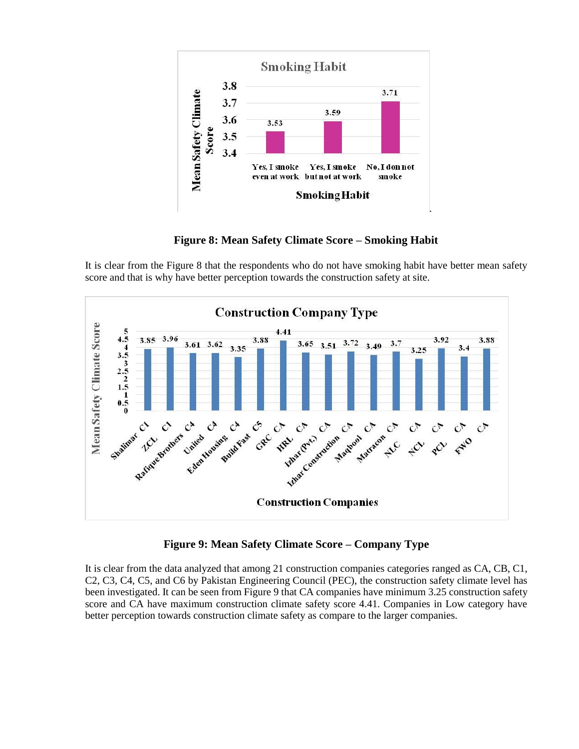**Figure 8: Mean Safety Climate Score – Smoking Habit**

It is clear from the Figure 8 that the respondents who do not have smoking habit have better mean safety score and that is why have better perception towards the construction safety at site.

**Figure 9: Mean Safety Climate Score – Company Type**

It is clear from the data analyzed that among 21 construction companies categories ranged as CA, CB, C1, C2, C3, C4, C5, and C6 by Pakistan Engineering Council (PEC), the construction safety climate level has been investigated. It can be seen from Figure 9 that CA companies have minimum 3.25 construction safety score and CA have maximum construction climate safety score 4.41. Companies in Low category have better perception towards construction climate safety as compare to the larger companies.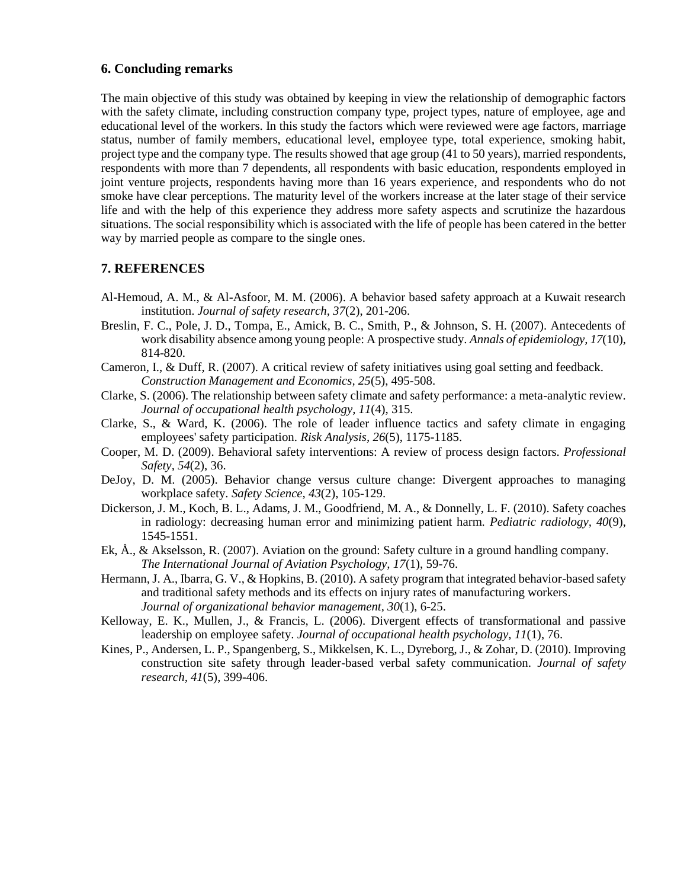## 6. Concluding remarks

The main objective of this study was obtained by keeping in view the relationship of demographic factors with the safety climate, including construction company type, project types, nature of employee, age and educational level of the workers. In this study the factors which were reviewed were age factors, marriage status, number of family members, educational level, employee type, total experience, smoking habit, project type and the company type. The results showed that age group (41 to 50 years), married respondents, respondents with more than 7 dependents, all respondents with basic education, respondents employed in joint venture projects, respondents having more than 16 years experience, and respondents who do not smoke have clear perceptions. The maturity level of the workers increase at the later stage of their service life and with the help of this experience they address more safety aspects and scrutinize the hazardous situations. The social responsibility which is associated with the life of people has been catered in the better way by married people as compare to the single ones.

## 7. REFERENCES

Al-Hemoud, A. M., & Al-Asfoor, M. M. (2006). A behavior based safety approach at a Kuwait research institution. *Journal of safety research, 37*(2), 201-206.

Breslin, F. C., Pole, J. D., Tompa, E., Amick, B. C., Smith, P., & Johnson, S. H. (2007). Antecedents of work disability absence among young people: A prospective study. *Annals of epidemiology, 17*(10), 814-820.

Cameron, I., & Duff, R. (2007). A critical review of safety initiatives using goal setting and feedback. *Construction Management and Economics, 25*(5), 495-508.

Clarke, S. (2006). The relationship between safety climate and safety performance: a meta-analytic review. *Journal of occupational health psychology, 11*(4), 315.

Clarke, S., & Ward, K. (2006). The role of leader influence tactics and safety climate in engaging employees' safety participation. *Risk Analysis, 26*(5), 1175-1185.

Cooper, M. D. (2009). Behavioral safety interventions: A review of process design factors. *Professional Safety, 54*(2), 36.

DeJoy, D. M. (2005). Behavior change versus culture change: Divergent approaches to managing workplace safety. *Safety Science, 43*(2), 105-129.

Dickerson, J. M., Koch, B. L., Adams, J. M., Goodfriend, M. A., & Donnelly, L. F. (2010). Safety coaches in radiology: decreasing human error and minimizing patient harm. *Pediatric radiology, 40*(9), 1545-1551.

Ek, Å., & Akselsson, R. (2007). Aviation on the ground: Safety culture in a ground handling company. *The International Journal of Aviation Psychology, 17*(1), 59-76.

Hermann, J. A., Ibarra, G. V., & Hopkins, B. (2010). A safety program that integrated behavior-based safety and traditional safety methods and its effects on injury rates of manufacturing workers. *Journal of organizational behavior management, 30*(1), 6-25.

Kelloway, E. K., Mullen, J., & Francis, L. (2006). Divergent effects of transformational and passive leadership on employee safety. *Journal of occupational health psychology, 11*(1), 76.

Kines, P., Andersen, L. P., Spangenberg, S., Mikkelsen, K. L., Dyreborg, J., & Zohar, D. (2010). Improving construction site safety through leader-based verbal safety communication. *Journal of safety research, 41*(5), 399-406.